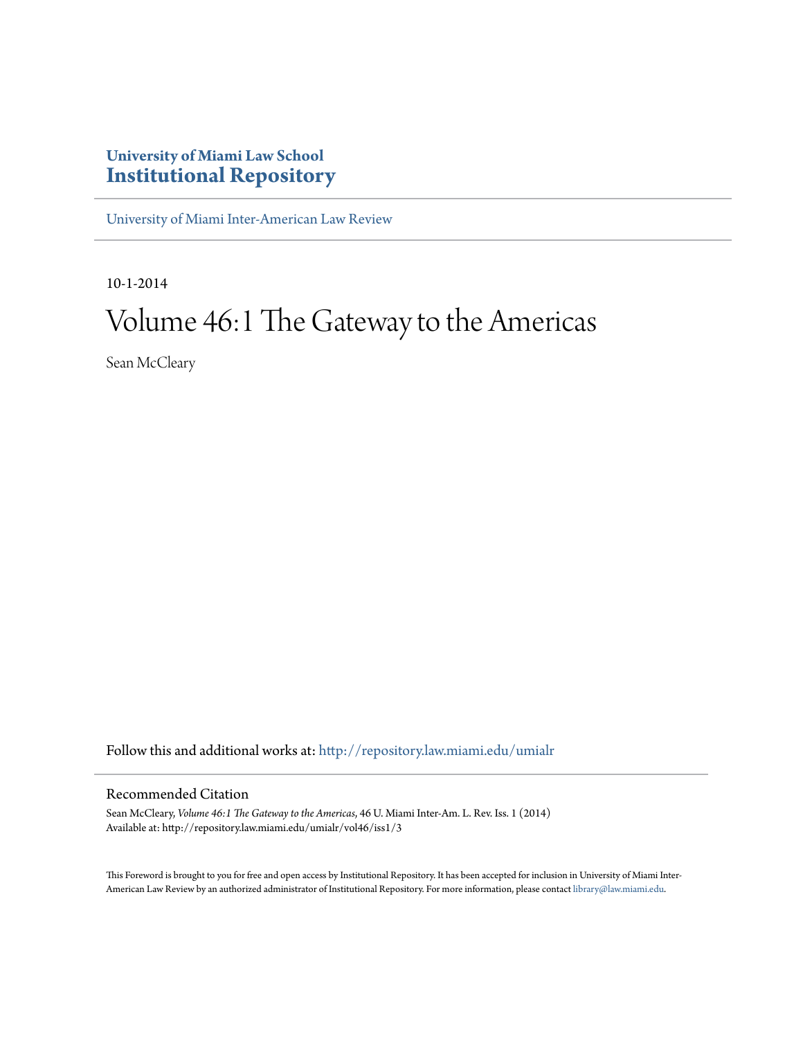# University of Miami Law School
# Institutional Repository

University of Miami Inter-American Law Review

10-1-2014

# Volume 46:1 The Gateway to the Americas

Sean McCleary

Follow this and additional works at: http://repository.law.miami.edu/umialr

## Recommended Citation

Sean McCleary, *Volume 46:1 The Gateway to the Americas*, 46 U. Miami Inter-Am. L. Rev. Iss. 1 (2014)
Available at: http://repository.law.miami.edu/umialr/vol46/iss1/3

This Foreword is brought to you for free and open access by Institutional Repository. It has been accepted for inclusion in University of Miami Inter-American Law Review by an authorized administrator of Institutional Repository. For more information, please contact library@law.miami.edu.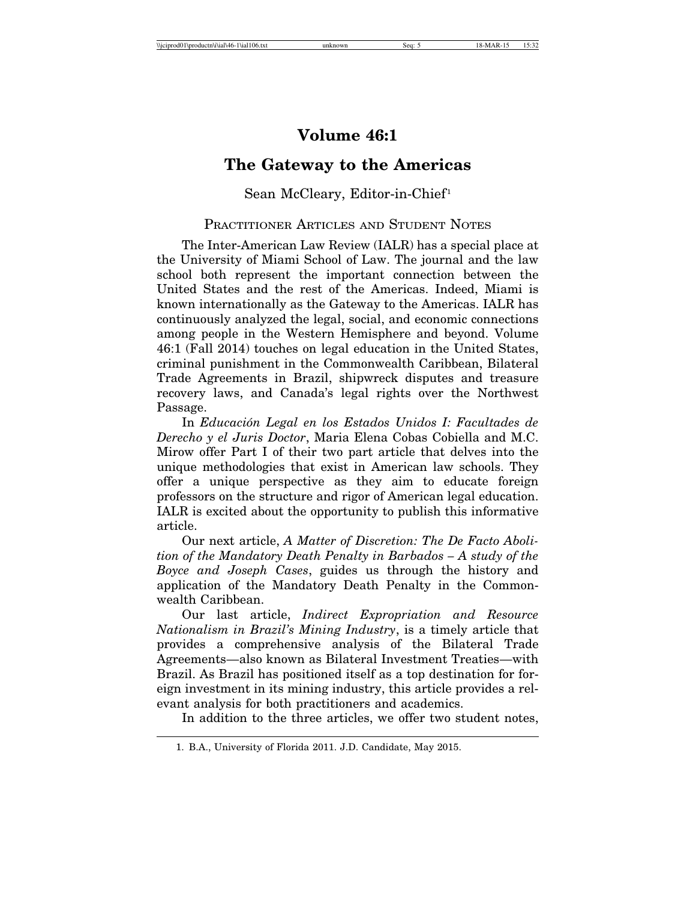# Volume 46:1

## The Gateway to the Americas

Sean McCleary, Editor-in-Chief[1]

### Practitioner Articles and Student Notes

The Inter-American Law Review (IALR) has a special place at the University of Miami School of Law. The journal and the law school both represent the important connection between the United States and the rest of the Americas. Indeed, Miami is known internationally as the Gateway to the Americas. IALR has continuously analyzed the legal, social, and economic connections among people in the Western Hemisphere and beyond. Volume 46:1 (Fall 2014) touches on legal education in the United States, criminal punishment in the Commonwealth Caribbean, Bilateral Trade Agreements in Brazil, shipwreck disputes and treasure recovery laws, and Canada's legal rights over the Northwest Passage.

In *Educación Legal en los Estados Unidos I: Facultades de Derecho y el Juris Doctor*, Maria Elena Cobas Cobiella and M.C. Mirow offer Part I of their two part article that delves into the unique methodologies that exist in American law schools. They offer a unique perspective as they aim to educate foreign professors on the structure and rigor of American legal education. IALR is excited about the opportunity to publish this informative article.

Our next article, *A Matter of Discretion: The De Facto Abolition of the Mandatory Death Penalty in Barbados – A study of the Boyce and Joseph Cases*, guides us through the history and application of the Mandatory Death Penalty in the Commonwealth Caribbean.

Our last article, *Indirect Expropriation and Resource Nationalism in Brazil's Mining Industry*, is a timely article that provides a comprehensive analysis of the Bilateral Trade Agreements—also known as Bilateral Investment Treaties—with Brazil. As Brazil has positioned itself as a top destination for foreign investment in its mining industry, this article provides a relevant analysis for both practitioners and academics.

In addition to the three articles, we offer two student notes,

1. B.A., University of Florida 2011. J.D. Candidate, May 2015.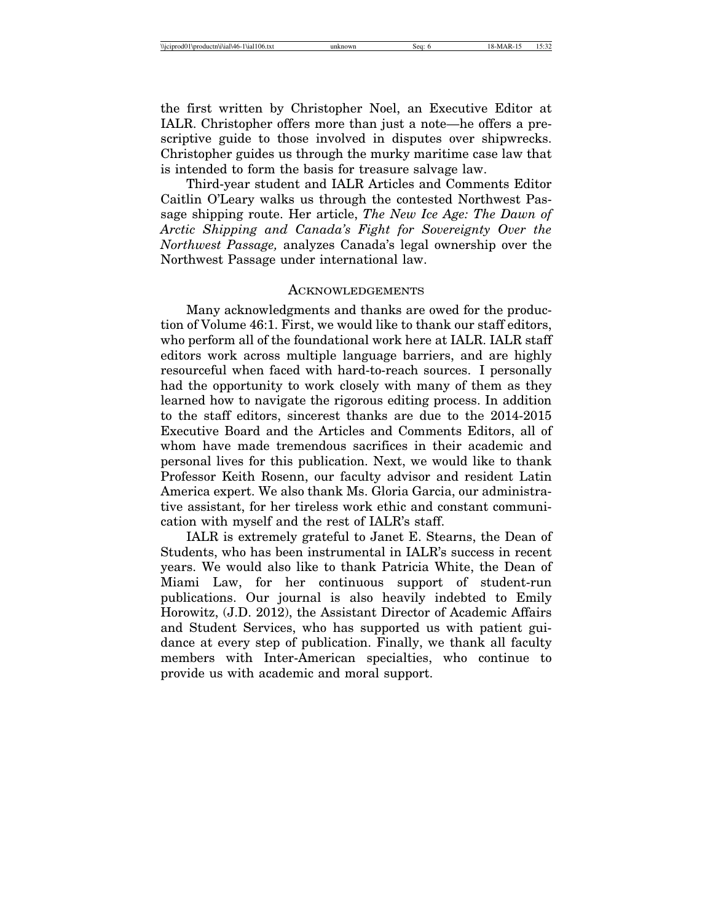the first written by Christopher Noel, an Executive Editor at IALR. Christopher offers more than just a note—he offers a prescriptive guide to those involved in disputes over shipwrecks. Christopher guides us through the murky maritime case law that is intended to form the basis for treasure salvage law.

Third-year student and IALR Articles and Comments Editor Caitlin O'Leary walks us through the contested Northwest Passage shipping route. Her article, *The New Ice Age: The Dawn of Arctic Shipping and Canada's Fight for Sovereignty Over the Northwest Passage,* analyzes Canada's legal ownership over the Northwest Passage under international law.

## Acknowledgements

Many acknowledgments and thanks are owed for the production of Volume 46:1. First, we would like to thank our staff editors, who perform all of the foundational work here at IALR. IALR staff editors work across multiple language barriers, and are highly resourceful when faced with hard-to-reach sources. I personally had the opportunity to work closely with many of them as they learned how to navigate the rigorous editing process. In addition to the staff editors, sincerest thanks are due to the 2014-2015 Executive Board and the Articles and Comments Editors, all of whom have made tremendous sacrifices in their academic and personal lives for this publication. Next, we would like to thank Professor Keith Rosenn, our faculty advisor and resident Latin America expert. We also thank Ms. Gloria Garcia, our administrative assistant, for her tireless work ethic and constant communication with myself and the rest of IALR's staff.

IALR is extremely grateful to Janet E. Stearns, the Dean of Students, who has been instrumental in IALR's success in recent years. We would also like to thank Patricia White, the Dean of Miami Law, for her continuous support of student-run publications. Our journal is also heavily indebted to Emily Horowitz, (J.D. 2012), the Assistant Director of Academic Affairs and Student Services, who has supported us with patient guidance at every step of publication. Finally, we thank all faculty members with Inter-American specialties, who continue to provide us with academic and moral support.